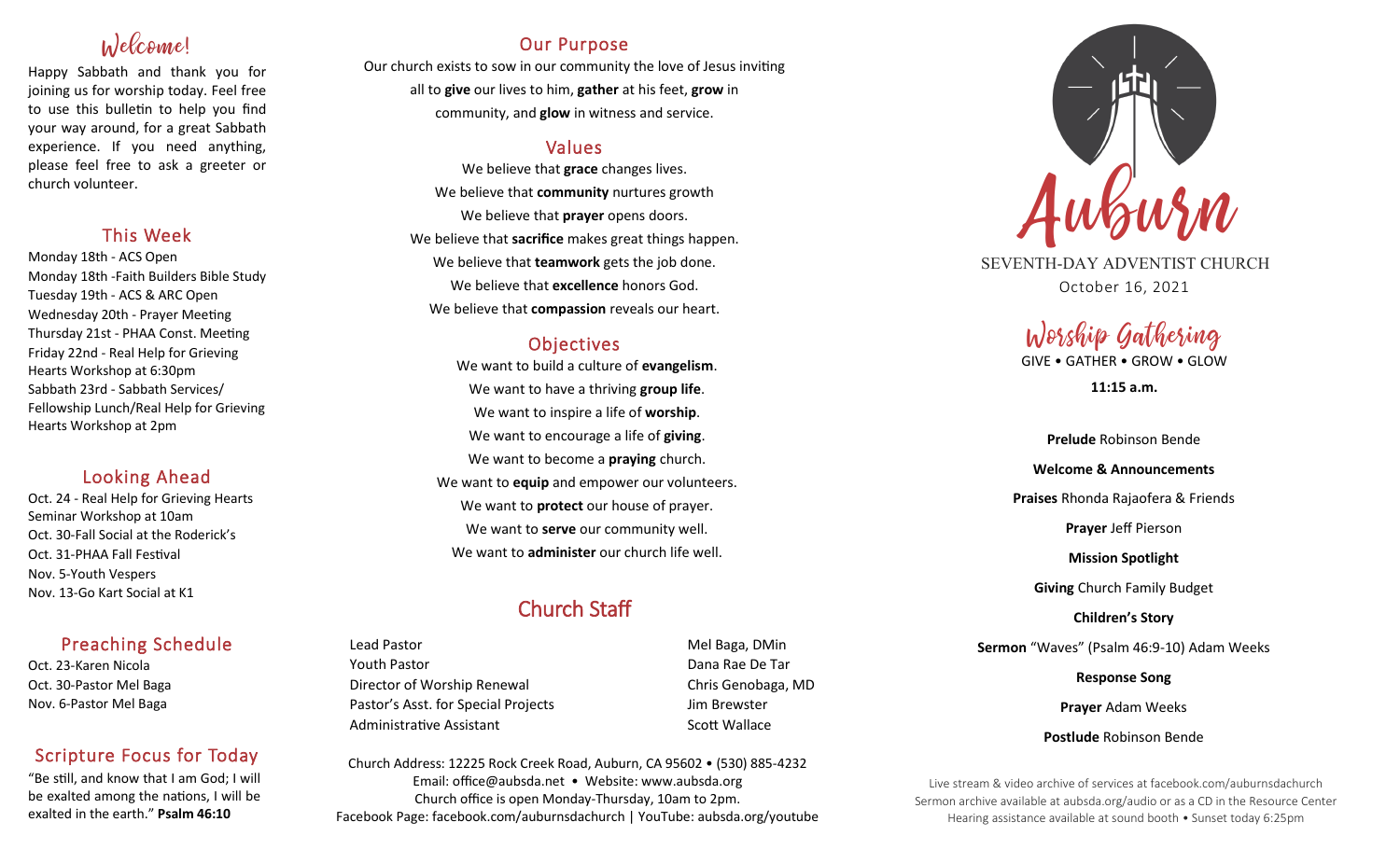# Welcome!

Happy Sabbath and thank you for joining us for worship today. Feel free to use this bulletin to help you find your way around, for a great Sabbath experience. If you need anything, please feel free to ask a greeter or church volunteer.

## This Week

Monday 18th - ACS Open
Monday 18th -Faith Builders Bible Study
Tuesday 19th - ACS & ARC Open
Wednesday 20th - Prayer Meeting
Thursday 21st - PHAA Const. Meeting
Friday 22nd - Real Help for Grieving Hearts Workshop at 6:30pm
Sabbath 23rd - Sabbath Services/ Fellowship Lunch/Real Help for Grieving Hearts Workshop at 2pm

## Looking Ahead

Oct. 24 - Real Help for Grieving Hearts Seminar Workshop at 10am
Oct. 30-Fall Social at the Roderick's
Oct. 31-PHAA Fall Festival
Nov. 5-Youth Vespers
Nov. 13-Go Kart Social at K1

## Preaching Schedule

Oct. 23-Karen Nicola
Oct. 30-Pastor Mel Baga
Nov. 6-Pastor Mel Baga

## Scripture Focus for Today

"Be still, and know that I am God; I will be exalted among the nations, I will be exalted in the earth." **Psalm 46:10**

## Our Purpose

Our church exists to sow in our community the love of Jesus inviting all to **give** our lives to him, **gather** at his feet, **grow** in community, and **glow** in witness and service.

## Values

We believe that **grace** changes lives.
We believe that **community** nurtures growth
We believe that **prayer** opens doors.
We believe that **sacrifice** makes great things happen.
We believe that **teamwork** gets the job done.
We believe that **excellence** honors God.
We believe that **compassion** reveals our heart.

## Objectives

We want to build a culture of **evangelism**.
We want to have a thriving **group life**.
We want to inspire a life of **worship**.
We want to encourage a life of **giving**.
We want to become a **praying** church.
We want to **equip** and empower our volunteers.
We want to **protect** our house of prayer.
We want to **serve** our community well.
We want to **administer** our church life well.

## Church Staff

| | |
|---|---|
| Lead Pastor | Mel Baga, DMin |
| Youth Pastor | Dana Rae De Tar |
| Director of Worship Renewal | Chris Genobaga, MD |
| Pastor's Asst. for Special Projects | Jim Brewster |
| Administrative Assistant | Scott Wallace |

Church Address: 12225 Rock Creek Road, Auburn, CA 95602 • (530) 885-4232
Email: office@aubsda.net • Website: www.aubsda.org
Church office is open Monday-Thursday, 10am to 2pm.
Facebook Page: facebook.com/auburnsdachurch | YouTube: aubsda.org/youtube

# Auburn

SEVENTH-DAY ADVENTIST CHURCH
October 16, 2021

## Worship Gathering

GIVE • GATHER • GROW • GLOW

**11:15 a.m.**

**Prelude** Robinson Bende

**Welcome & Announcements**

**Praises** Rhonda Rajaofera & Friends

**Prayer** Jeff Pierson

**Mission Spotlight**

**Giving** Church Family Budget

**Children's Story**

**Sermon** "Waves" (Psalm 46:9-10) Adam Weeks

**Response Song**

**Prayer** Adam Weeks

**Postlude** Robinson Bende

Live stream & video archive of services at facebook.com/auburnsdachurch
Sermon archive available at aubsda.org/audio or as a CD in the Resource Center
Hearing assistance available at sound booth • Sunset today 6:25pm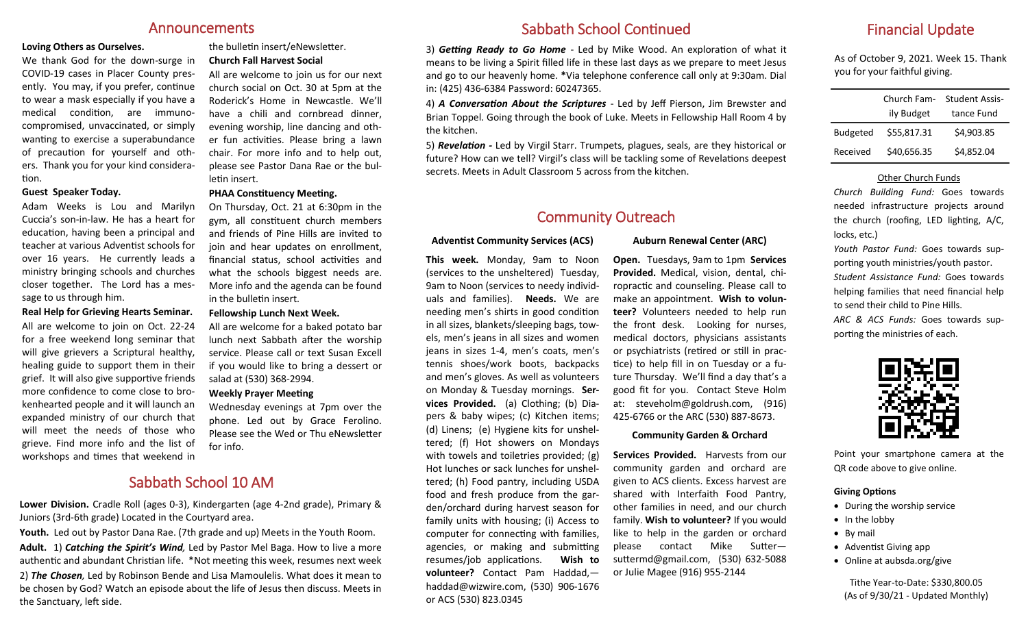## Announcements

**Loving Others as Ourselves.**

We thank God for the down-surge in COVID-19 cases in Placer County presently. You may, if you prefer, continue to wear a mask especially if you have a medical condition, are immunocompromised, unvaccinated, or simply wanting to exercise a superabundance of precaution for yourself and others. Thank you for your kind consideration.

**Guest Speaker Today.**

Adam Weeks is Lou and Marilyn Cuccia's son-in-law. He has a heart for education, having been a principal and teacher at various Adventist schools for over 16 years. He currently leads a ministry bringing schools and churches closer together. The Lord has a message to us through him.

**Real Help for Grieving Hearts Seminar.**

All are welcome to join on Oct. 22-24 for a free weekend long seminar that will give grievers a Scriptural healthy, healing guide to support them in their grief. It will also give supportive friends more confidence to come close to brokenhearted people and it will launch an expanded ministry of our church that will meet the needs of those who grieve. Find more info and the list of workshops and times that weekend in the bulletin insert/eNewsletter.

**Church Fall Harvest Social**

All are welcome to join us for our next church social on Oct. 30 at 5pm at the Roderick's Home in Newcastle. We'll have a chili and cornbread dinner, evening worship, line dancing and other fun activities. Please bring a lawn chair. For more info and to help out, please see Pastor Dana Rae or the bulletin insert.

**PHAA Constituency Meeting.**

On Thursday, Oct. 21 at 6:30pm in the gym, all constituent church members and friends of Pine Hills are invited to join and hear updates on enrollment, financial status, school activities and what the schools biggest needs are. More info and the agenda can be found in the bulletin insert.

**Fellowship Lunch Next Week.**

All are welcome for a baked potato bar lunch next Sabbath after the worship service. Please call or text Susan Excell if you would like to bring a dessert or salad at (530) 368-2994.

**Weekly Prayer Meeting**

Wednesday evenings at 7pm over the phone. Led out by Grace Ferolino. Please see the Wed or Thu eNewsletter for info.

## Sabbath School 10 AM

**Lower Division.** Cradle Roll (ages 0-3), Kindergarten (age 4-2nd grade), Primary & Juniors (3rd-6th grade) Located in the Courtyard area.

**Youth.** Led out by Pastor Dana Rae. (7th grade and up) Meets in the Youth Room.

**Adult.** 1) ***Catching the Spirit's Wind,*** Led by Pastor Mel Baga. How to live a more authentic and abundant Christian life. *Not meeting this week, resumes next week

2) ***The Chosen,*** Led by Robinson Bende and Lisa Mamoulelis. What does it mean to be chosen by God? Watch an episode about the life of Jesus then discuss. Meets in the Sanctuary, left side.

## Sabbath School Continued

3) ***Getting Ready to Go Home*** - Led by Mike Wood. An exploration of what it means to be living a Spirit filled life in these last days as we prepare to meet Jesus and go to our heavenly home. **\***Via telephone conference call only at 9:30am. Dial in: (425) 436-6384 Password: 60247365.

4) ***A Conversation About the Scriptures*** - Led by Jeff Pierson, Jim Brewster and Brian Toppel. Going through the book of Luke. Meets in Fellowship Hall Room 4 by the kitchen.

5) ***Revelation -*** Led by Virgil Starr. Trumpets, plagues, seals, are they historical or future? How can we tell? Virgil's class will be tackling some of Revelations deepest secrets. Meets in Adult Classroom 5 across from the kitchen.

## Community Outreach

**Adventist Community Services (ACS)**

**This week.** Monday, 9am to Noon (services to the unsheltered) Tuesday, 9am to Noon (services to needy individuals and families). **Needs.** We are needing men's shirts in good condition in all sizes, blankets/sleeping bags, towels, men's jeans in all sizes and women jeans in sizes 1-4, men's coats, men's tennis shoes/work boots, backpacks and men's gloves. As well as volunteers on Monday & Tuesday mornings. **Services Provided.** (a) Clothing; (b) Diapers & baby wipes; (c) Kitchen items; (d) Linens; (e) Hygiene kits for unsheltered; (f) Hot showers on Mondays with towels and toiletries provided; (g) Hot lunches or sack lunches for unsheltered; (h) Food pantry, including USDA food and fresh produce from the garden/orchard during harvest season for family units with housing; (i) Access to computer for connecting with families, agencies, or making and submitting resumes/job applications. **Wish to volunteer?** Contact Pam Haddad,—haddad@wizwire.com, (530) 906-1676 or ACS (530) 823.0345

**Auburn Renewal Center (ARC)**

**Open.** Tuesdays, 9am to 1pm **Services Provided.** Medical, vision, dental, chiropractic and counseling. Please call to make an appointment. **Wish to volunteer?** Volunteers needed to help run the front desk. Looking for nurses, medical doctors, physicians assistants or psychiatrists (retired or still in practice) to help fill in on Tuesday or a future Thursday. We'll find a day that's a good fit for you. Contact Steve Holm at: steveholm@goldrush.com, (916) 425-6766 or the ARC (530) 887-8673.

**Community Garden & Orchard**

**Services Provided.** Harvests from our community garden and orchard are given to ACS clients. Excess harvest are shared with Interfaith Food Pantry, other families in need, and our church family. **Wish to volunteer?** If you would like to help in the garden or orchard please contact Mike Sutter—suttermd@gmail.com, (530) 632-5088 or Julie Magee (916) 955-2144

## Financial Update

As of October 9, 2021. Week 15. Thank you for your faithful giving.

| | Church Family Budget | Student Assistance Fund |
|---|---|---|
| Budgeted | $55,817.31 | $4,903.85 |
| Received | $40,656.35 | $4,852.04 |

Other Church Funds

*Church Building Fund:* Goes towards needed infrastructure projects around the church (roofing, LED lighting, A/C, locks, etc.)

*Youth Pastor Fund:* Goes towards supporting youth ministries/youth pastor.

*Student Assistance Fund:* Goes towards helping families that need financial help to send their child to Pine Hills.

*ARC & ACS Funds:* Goes towards supporting the ministries of each.

Point your smartphone camera at the QR code above to give online.

**Giving Options**

- During the worship service
- In the lobby
- By mail
- Adventist Giving app
- Online at aubsda.org/give

Tithe Year-to-Date: $330,800.05
(As of 9/30/21 - Updated Monthly)